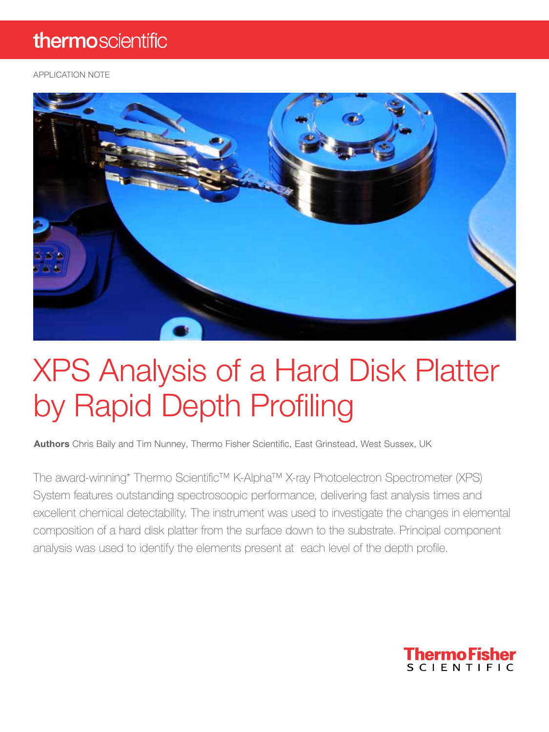thermoscientific

APPLICATION NOTE

# XPS Analysis of a Hard Disk Platter by Rapid Depth Profiling

**Authors** Chris Baily and Tim Nunney, Thermo Fisher Scientific, East Grinstead, West Sussex, UK

The award-winning* Thermo Scientific™ K-Alpha™ X-ray Photoelectron Spectrometer (XPS) System features outstanding spectroscopic performance, delivering fast analysis times and excellent chemical detectability. The instrument was used to investigate the changes in elemental composition of a hard disk platter from the surface down to the substrate. Principal component analysis was used to identify the elements present at each level of the depth profile.

ThermoFisher SCIENTIFIC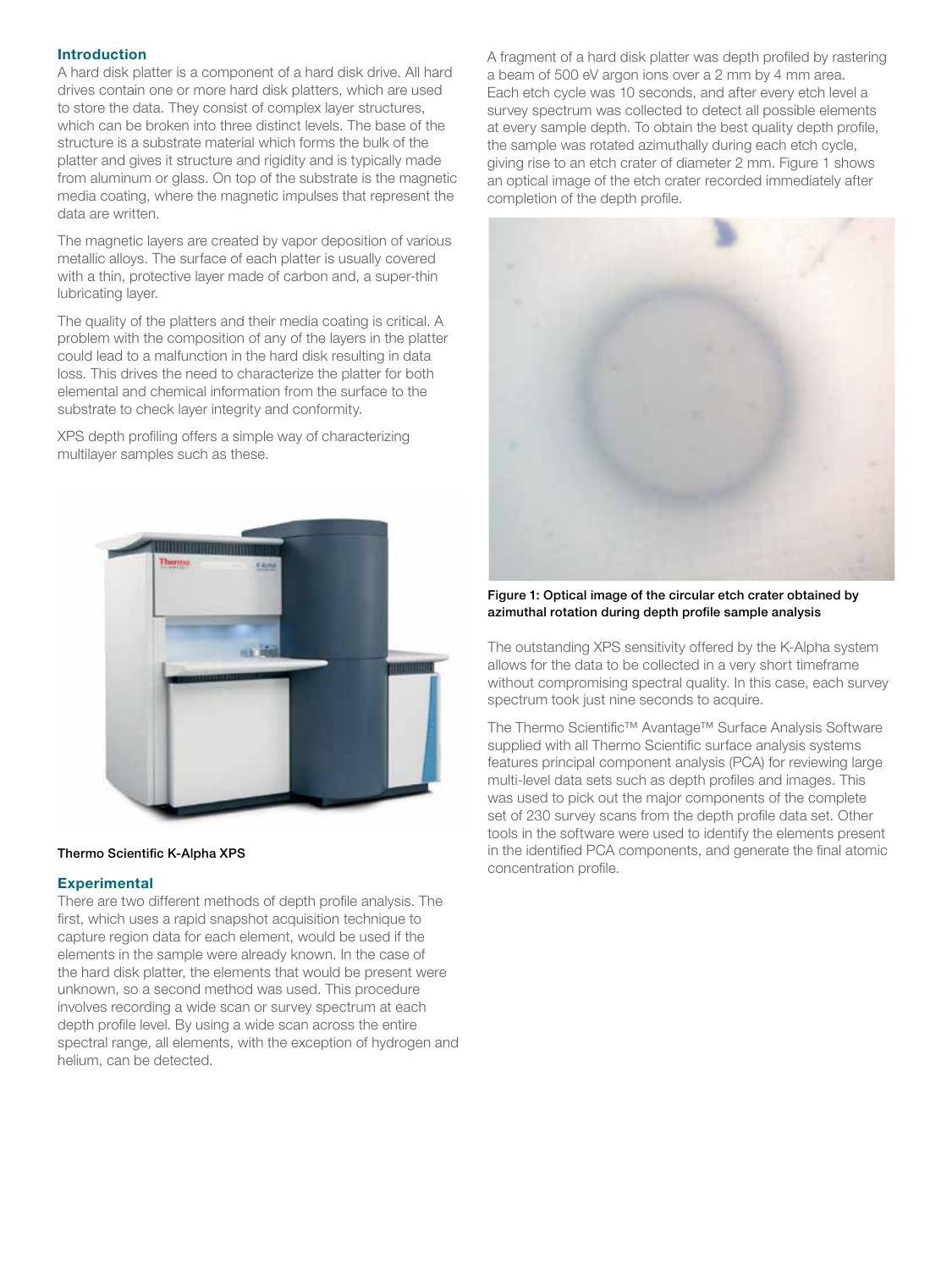## Introduction

A hard disk platter is a component of a hard disk drive. All hard drives contain one or more hard disk platters, which are used to store the data. They consist of complex layer structures, which can be broken into three distinct levels. The base of the structure is a substrate material which forms the bulk of the platter and gives it structure and rigidity and is typically made from aluminum or glass. On top of the substrate is the magnetic media coating, where the magnetic impulses that represent the data are written.

The magnetic layers are created by vapor deposition of various metallic alloys. The surface of each platter is usually covered with a thin, protective layer made of carbon and, a super-thin lubricating layer.

The quality of the platters and their media coating is critical. A problem with the composition of any of the layers in the platter could lead to a malfunction in the hard disk resulting in data loss. This drives the need to characterize the platter for both elemental and chemical information from the surface to the substrate to check layer integrity and conformity.

XPS depth profiling offers a simple way of characterizing multilayer samples such as these.

Thermo Scientific K-Alpha XPS

## Experimental

There are two different methods of depth profile analysis. The first, which uses a rapid snapshot acquisition technique to capture region data for each element, would be used if the elements in the sample were already known. In the case of the hard disk platter, the elements that would be present were unknown, so a second method was used. This procedure involves recording a wide scan or survey spectrum at each depth profile level. By using a wide scan across the entire spectral range, all elements, with the exception of hydrogen and helium, can be detected.

A fragment of a hard disk platter was depth profiled by rastering a beam of 500 eV argon ions over a 2 mm by 4 mm area. Each etch cycle was 10 seconds, and after every etch level a survey spectrum was collected to detect all possible elements at every sample depth. To obtain the best quality depth profile, the sample was rotated azimuthally during each etch cycle, giving rise to an etch crater of diameter 2 mm. Figure 1 shows an optical image of the etch crater recorded immediately after completion of the depth profile.

**Figure 1: Optical image of the circular etch crater obtained by azimuthal rotation during depth profile sample analysis**

The outstanding XPS sensitivity offered by the K-Alpha system allows for the data to be collected in a very short timeframe without compromising spectral quality. In this case, each survey spectrum took just nine seconds to acquire.

The Thermo Scientific™ Avantage™ Surface Analysis Software supplied with all Thermo Scientific surface analysis systems features principal component analysis (PCA) for reviewing large multi-level data sets such as depth profiles and images. This was used to pick out the major components of the complete set of 230 survey scans from the depth profile data set. Other tools in the software were used to identify the elements present in the identified PCA components, and generate the final atomic concentration profile.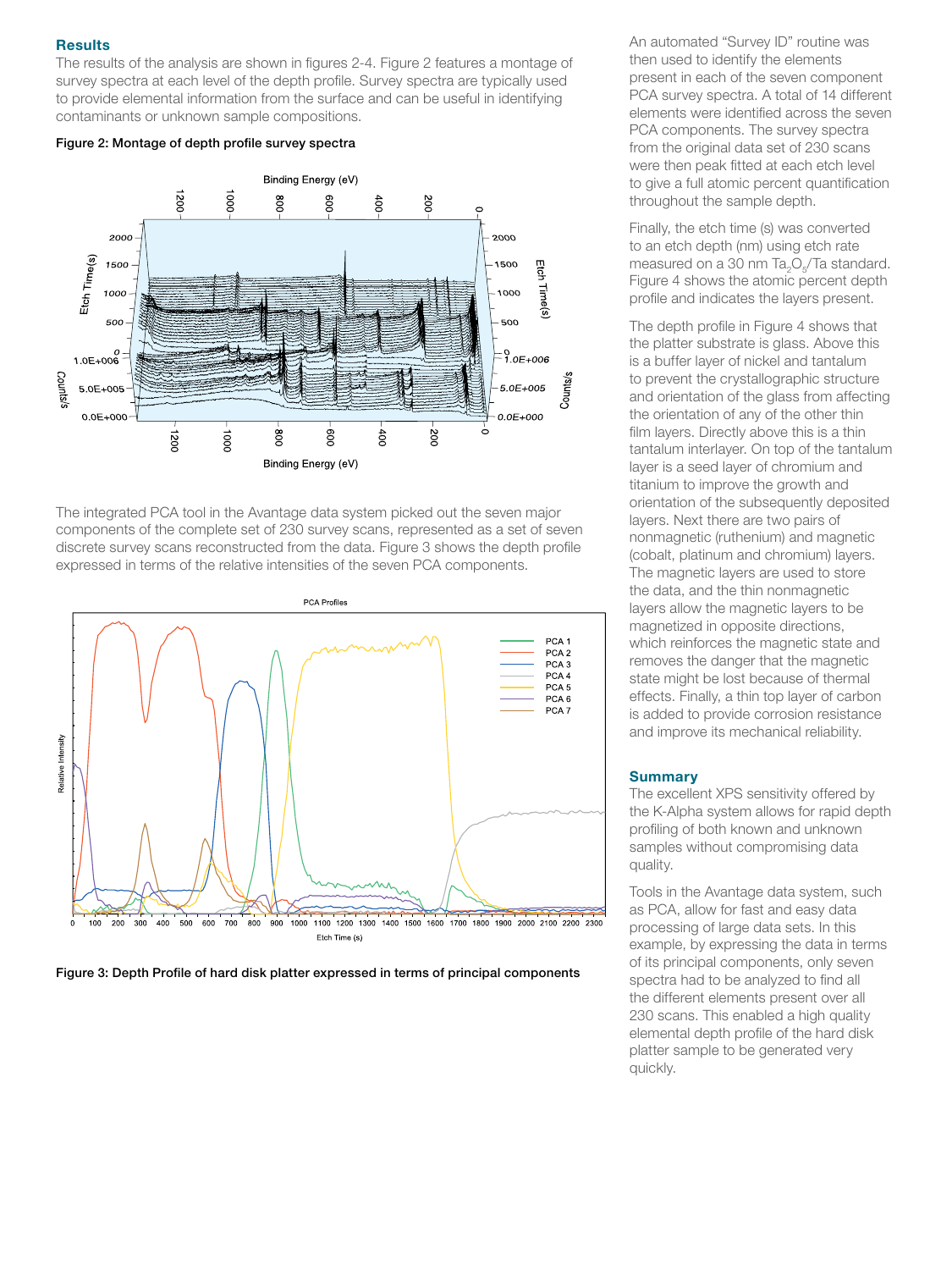## Results

The results of the analysis are shown in figures 2-4. Figure 2 features a montage of survey spectra at each level of the depth profile. Survey spectra are typically used to provide elemental information from the surface and can be useful in identifying contaminants or unknown sample compositions.

**Figure 2: Montage of depth profile survey spectra**

The integrated PCA tool in the Avantage data system picked out the seven major components of the complete set of 230 survey scans, represented as a set of seven discrete survey scans reconstructed from the data. Figure 3 shows the depth profile expressed in terms of the relative intensities of the seven PCA components.

**Figure 3: Depth Profile of hard disk platter expressed in terms of principal components**

An automated "Survey ID" routine was then used to identify the elements present in each of the seven component PCA survey spectra. A total of 14 different elements were identified across the seven PCA components. The survey spectra from the original data set of 230 scans were then peak fitted at each etch level to give a full atomic percent quantification throughout the sample depth.

Finally, the etch time (s) was converted to an etch depth (nm) using etch rate measured on a 30 nm $Ta_2O_5$/Ta standard. Figure 4 shows the atomic percent depth profile and indicates the layers present.

The depth profile in Figure 4 shows that the platter substrate is glass. Above this is a buffer layer of nickel and tantalum to prevent the crystallographic structure and orientation of the glass from affecting the orientation of any of the other thin film layers. Directly above this is a thin tantalum interlayer. On top of the tantalum layer is a seed layer of chromium and titanium to improve the growth and orientation of the subsequently deposited layers. Next there are two pairs of nonmagnetic (ruthenium) and magnetic (cobalt, platinum and chromium) layers. The magnetic layers are used to store the data, and the thin nonmagnetic layers allow the magnetic layers to be magnetized in opposite directions, which reinforces the magnetic state and removes the danger that the magnetic state might be lost because of thermal effects. Finally, a thin top layer of carbon is added to provide corrosion resistance and improve its mechanical reliability.

## Summary

The excellent XPS sensitivity offered by the K-Alpha system allows for rapid depth profiling of both known and unknown samples without compromising data quality.

Tools in the Avantage data system, such as PCA, allow for fast and easy data processing of large data sets. In this example, by expressing the data in terms of its principal components, only seven spectra had to be analyzed to find all the different elements present over all 230 scans. This enabled a high quality elemental depth profile of the hard disk platter sample to be generated very quickly.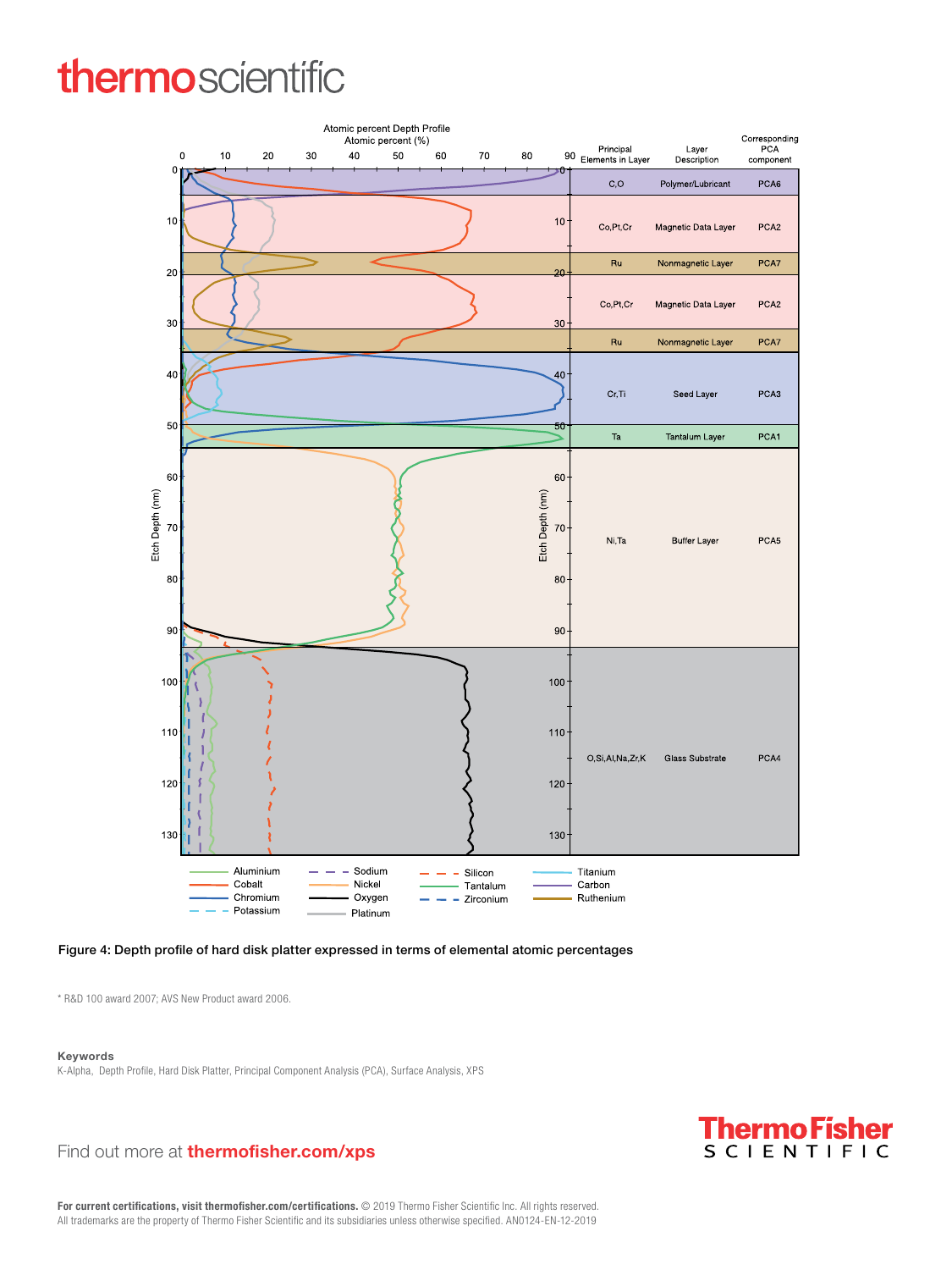thermo scientific

Atomic percent Depth Profile
Atomic percent (%)

0 10 20 30 40 50 60 70 80 90

Etch Depth (nm)

0 10 20 30 40 50 60 70 80 90 100 110 120 130

Principal Elements in Layer | Layer Description | Corresponding PCA component

C,O Polymer/Lubricant PCA6

Co,Pt,Cr Magnetic Data Layer PCA2

Ru Nonmagnetic Layer PCA7

Co,Pt,Cr Magnetic Data Layer PCA2

Ru Nonmagnetic Layer PCA7

Cr,Ti Seed Layer PCA3

Ta Tantalum Layer PCA1

Ni,Ta Buffer Layer PCA5

O,Si,Al,Na,Zr,K Glass Substrate PCA4

Aluminium, Cobalt, Chromium, Potassium, Sodium, Nickel, Oxygen, Platinum, Silicon, Tantalum, Zirconium, Titanium, Carbon, Ruthenium

**Figure 4: Depth profile of hard disk platter expressed in terms of elemental atomic percentages**

* R&D 100 award 2007; AVS New Product award 2006.

**Keywords**

K-Alpha, Depth Profile, Hard Disk Platter, Principal Component Analysis (PCA), Surface Analysis, XPS

Find out more at **thermofisher.com/xps**

ThermoFisher SCIENTIFIC

**For current certifications, visit thermofisher.com/certifications.** © 2019 Thermo Fisher Scientific Inc. All rights reserved. All trademarks are the property of Thermo Fisher Scientific and its subsidiaries unless otherwise specified. AN0124-EN-12-2019